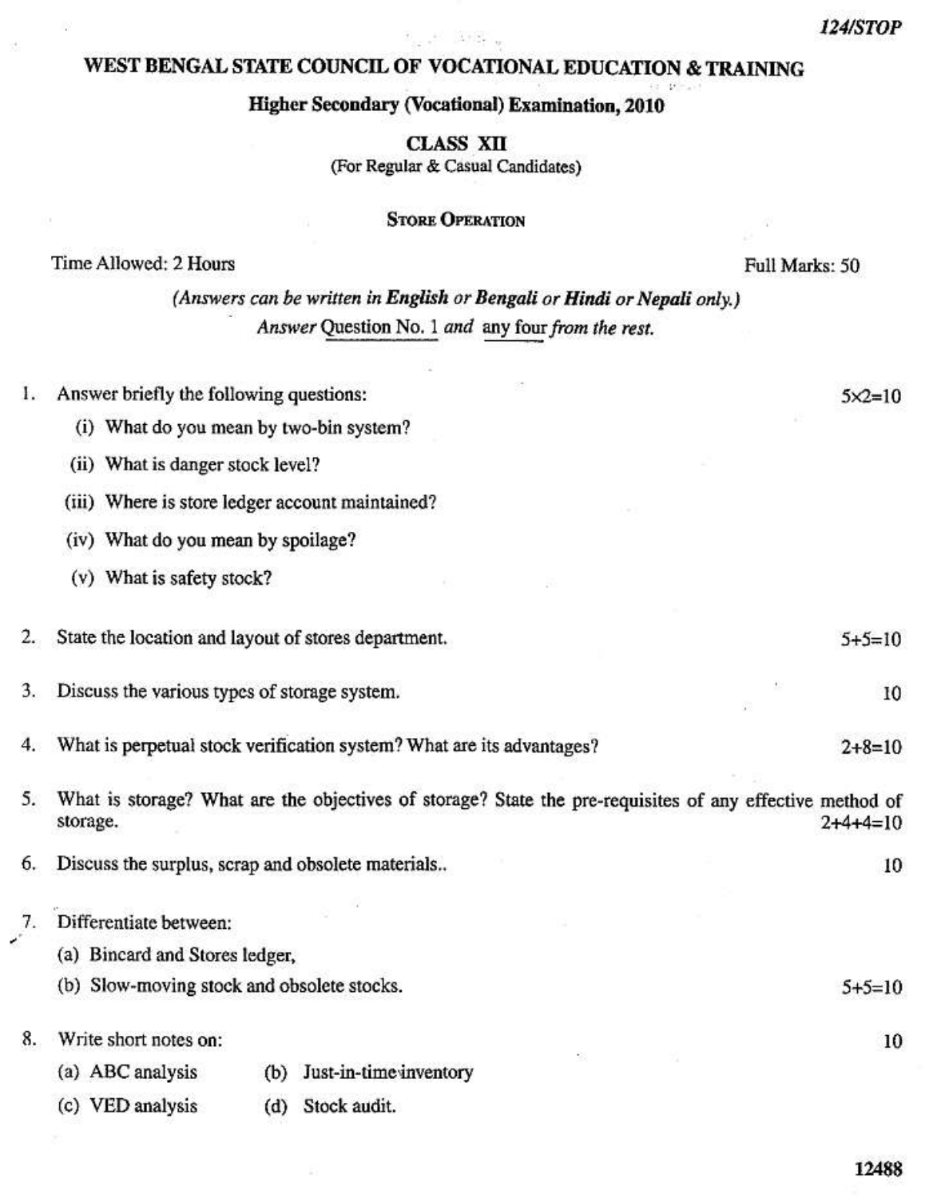124/STOP

# WEST BENGAL STATE COUNCIL OF VOCATIONAL EDUCATION & TRAINING

## Higher Secondary (Vocational) Examination, 2010

### CLASS XII

(For Regular & Casual Candidates)

### STORE OPERATION

Time Allowed: 2 Hours — Full Marks: 50

*(Answers can be written in **English** or **Bengali** or **Hindi** or **Nepali** only.)*

*Answer Question No. 1 and any four from the rest.*

1. Answer briefly the following questions: — 5×2=10
   - (i) What do you mean by two-bin system?
   - (ii) What is danger stock level?
   - (iii) Where is store ledger account maintained?
   - (iv) What do you mean by spoilage?
   - (v) What is safety stock?

2. State the location and layout of stores department. — 5+5=10

3. Discuss the various types of storage system. — 10

4. What is perpetual stock verification system? What are its advantages? — 2+8=10

5. What is storage? What are the objectives of storage? State the pre-requisites of any effective method of storage. — 2+4+4=10

6. Discuss the surplus, scrap and obsolete materials.. — 10

7. Differentiate between: — 5+5=10
   - (a) Bincard and Stores ledger,
   - (b) Slow-moving stock and obsolete stocks.

8. Write short notes on: — 10
   - (a) ABC analysis
   - (b) Just-in-time inventory
   - (c) VED analysis
   - (d) Stock audit.

12488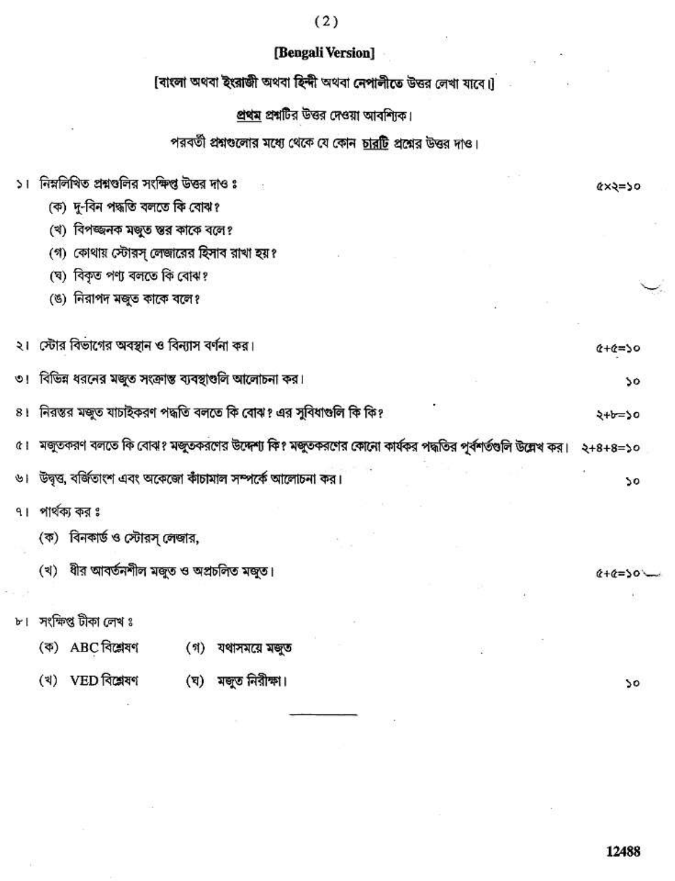**[Bengali Version]**

[বাংলা অথবা ইংরাজী অথবা হিন্দী অথবা নেপালীতে উত্তর লেখা যাবে।]

প্রথম প্রশ্নটির উত্তর দেওয়া আবশ্যিক।

পরবর্তী প্রশ্নগুলোর মধ্যে থেকে যে কোন চারটি প্রশ্নের উত্তর দাও।

১। নিম্নলিখিত প্রশ্নগুলির সংক্ষিপ্ত উত্তর দাও ঃ — ৫×২=১০

(ক) দু-বিন পদ্ধতি বলতে কি বোঝ?

(খ) বিপজ্জনক মজুত স্তর কাকে বলে?

(গ) কোথায় স্টোরস্ লেজারের হিসাব রাখা হয়?

(ঘ) বিকৃত পণ্য বলতে কি বোঝ?

(ঙ) নিরাপদ মজুত কাকে বলে?

২। স্টোর বিভাগের অবস্থান ও বিন্যাস বর্ণনা কর। — ৫+৫=১০

৩। বিভিন্ন ধরনের মজুত সংক্রান্ত ব্যবস্থাগুলি আলোচনা কর। — ১০

৪। নিরন্তর মজুত যাচাইকরণ পদ্ধতি বলতে কি বোঝ? এর সুবিধাগুলি কি কি? — ২+৮=১০

৫। মজুতকরণ বলতে কি বোঝ? মজুতকরণের উদ্দেশ্য কি? মজুতকরণের কোনো কার্যকর পদ্ধতির পূর্বশর্তগুলি উল্লেখ কর। — ২+৪+৪=১০

৬। উদ্বৃত্ত, বর্জিতাংশ এবং অকেজো কাঁচামাল সম্পর্কে আলোচনা কর। — ১০

৭। পার্থক্য কর ঃ

(ক) বিনকার্ড ও স্টোরস্ লেজার,

(খ) ধীর আবর্তনশীল মজুত ও অপ্রচলিত মজুত। — ৫+৫=১০

৮। সংক্ষিপ্ত টীকা লেখ ঃ — ১০

(ক) ABC বিশ্লেষণ

(খ) VED বিশ্লেষণ

(গ) যথাসময়ে মজুত

(ঘ) মজুত নিরীক্ষা।

12488